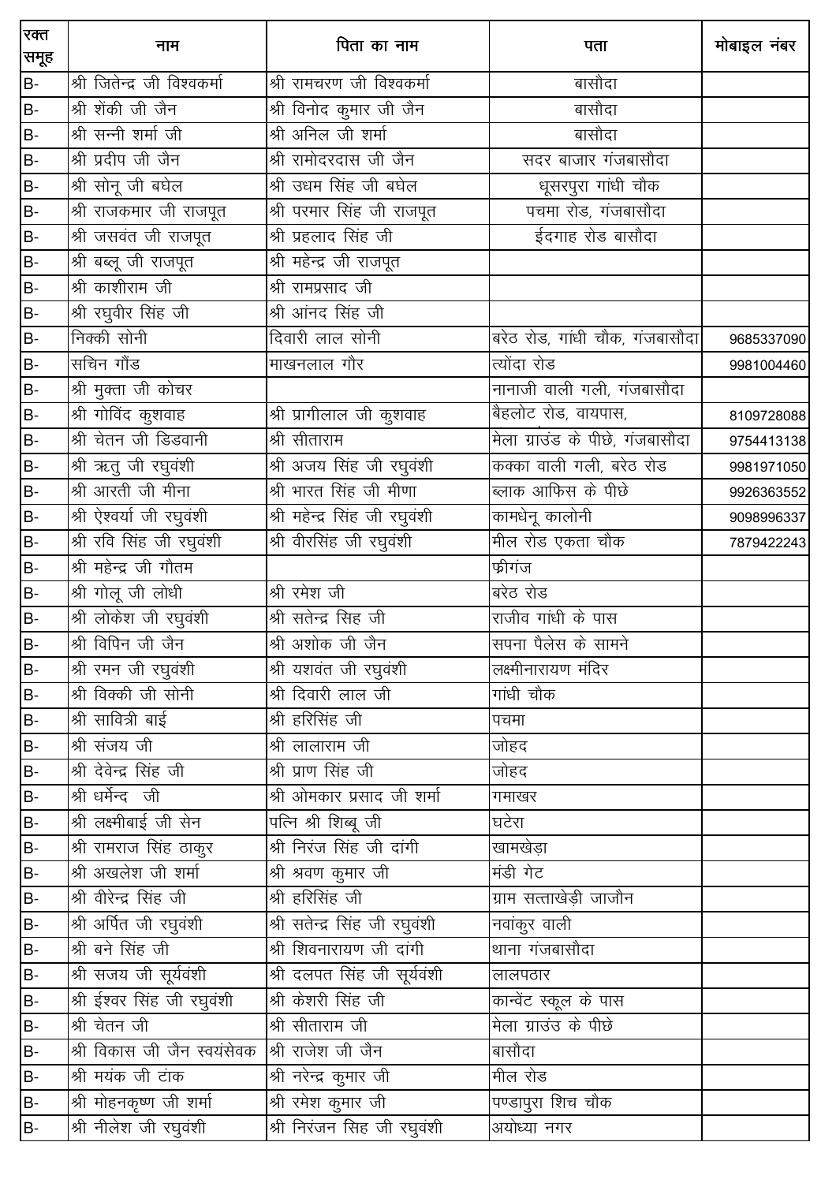| रक्त समूह | नाम | पिता का नाम | पता | मोबाइल नंबर |
|---|---|---|---|---|
| B- | श्री जितेन्द्र जी विश्वकर्मा | श्री रामचरण जी विश्वकर्मा | बासौदा | |
| B- | श्री शेंकी जी जैन | श्री विनोद कुमार जी जैन | बासौदा | |
| B- | श्री सन्नी शर्मा जी | श्री अनिल जी शर्मा | बासौदा | |
| B- | श्री प्रदीप जी जैन | श्री रामोदरदास जी जैन | सदर बाजार गंजबासौदा | |
| B- | श्री सोनू जी बघेल | श्री उधम सिंह जी बघेल | धूसरपुरा गांधी चौक | |
| B- | श्री राजकमार जी राजपूत | श्री परमार सिंह जी राजपूत | पचमा रोड, गंजबासौदा | |
| B- | श्री जसवंत जी राजपूत | श्री प्रहलाद सिंह जी | ईदगाह रोड बासौदा | |
| B- | श्री बब्लू जी राजपूत | श्री महेन्द्र जी राजपूत | | |
| B- | श्री काशीराम जी | श्री रामप्रसाद जी | | |
| B- | श्री रघुवीर सिंह जी | श्री आंनद सिंह जी | | |
| B- | निक्की सोनी | दिवारी लाल सोनी | बरेठ रोड, गांधी चौक, गंजबासौदा | 9685337090 |
| B- | सचिन गौंड | माखनलाल गौर | त्योंदा रोड | 9981004460 |
| B- | श्री मुक्ता जी कोचर | | नानाजी वाली गली, गंजबासौदा | |
| B- | श्री गोविंद कुशवाह | श्री प्रागीलाल जी कुशवाह | बैहलोट रोड, वायपास, | 8109728088 |
| B- | श्री चेतन जी डिडवानी | श्री सीताराम | मेला ग्राउंड के पीछे, गंजबासौदा | 9754413138 |
| B- | श्री ऋतु जी रघुवंशी | श्री अजय सिंह जी रघुवंशी | कक्का वाली गली, बरेठ रोड | 9981971050 |
| B- | श्री आरती जी मीना | श्री भारत सिंह जी मीणा | ब्लाक आफिस के पीछे | 9926363552 |
| B- | श्री ऐश्वर्या जी रघुवंशी | श्री महेन्द्र सिंह जी रघुवंशी | कामधेनू कालोनी | 9098996337 |
| B- | श्री रवि सिंह जी रघुवंशी | श्री वीरसिंह जी रघुवंशी | मील रोड एकता चौक | 7879422243 |
| B- | श्री महेन्द्र जी गौतम | | फ्रीगंज | |
| B- | श्री गोलू जी लोधी | श्री रमेश जी | बरेठ रोड | |
| B- | श्री लोकेश जी रघुवंशी | श्री सतेन्द्र सिह जी | राजीव गांधी के पास | |
| B- | श्री विपिन जी जैन | श्री अशोक जी जैन | सपना पैलेस के सामने | |
| B- | श्री रमन जी रघुवंशी | श्री यशवंत जी रघुवंशी | लक्ष्मीनारायण मंदिर | |
| B- | श्री विक्की जी सोनी | श्री दिवारी लाल जी | गांधी चौक | |
| B- | श्री सावित्री बाई | श्री हरिसिंह जी | पचमा | |
| B- | श्री संजय जी | श्री लालाराम जी | जोहद | |
| B- | श्री देवेन्द्र सिंह जी | श्री प्राण सिंह जी | जोहद | |
| B- | श्री धर्मेन्द  जी | श्री ओमकार प्रसाद जी शर्मा | गमाखर | |
| B- | श्री लक्ष्मीबाई जी सेन | पत्नि श्री शिब्बू जी | घटेरा | |
| B- | श्री रामराज सिंह ठाकुर | श्री निरंज सिंह जी दांगी | खामखेड़ा | |
| B- | श्री अखलेश जी शर्मा | श्री श्रवण कुमार जी | मंडी गेट | |
| B- | श्री वीरेन्द्र सिंह जी | श्री हरिसिंह जी | ग्राम सत्ताखेड़ी जाजौन | |
| B- | श्री अर्पित जी रघुवंशी | श्री सतेन्द्र सिंह जी रघुवंशी | नवांकुर वाली | |
| B- | श्री बने सिंह जी | श्री शिवनारायण जी दांगी | थाना गंजबासौदा | |
| B- | श्री सजय जी सूर्यवंशी | श्री दलपत सिंह जी सूर्यवंशी | लालपठार | |
| B- | श्री ईश्वर सिंह जी रघुवंशी | श्री केशरी सिंह जी | कान्वेंट स्कूल के पास | |
| B- | श्री चेतन जी | श्री सीताराम जी | मेला ग्राउंउ के पीछे | |
| B- | श्री विकास जी जैन स्वयंसेवक | श्री राजेश जी जैन | बासौदा | |
| B- | श्री मयंक जी टांक | श्री नरेन्द्र कुमार जी | मील रोड | |
| B- | श्री मोहनकृष्ण जी शर्मा | श्री रमेश कुमार जी | पण्डापुरा शिच चौक | |
| B- | श्री नीलेश जी रघुवंशी | श्री निरंजन सिंह जी रघुवंशी | अयोध्या नगर | |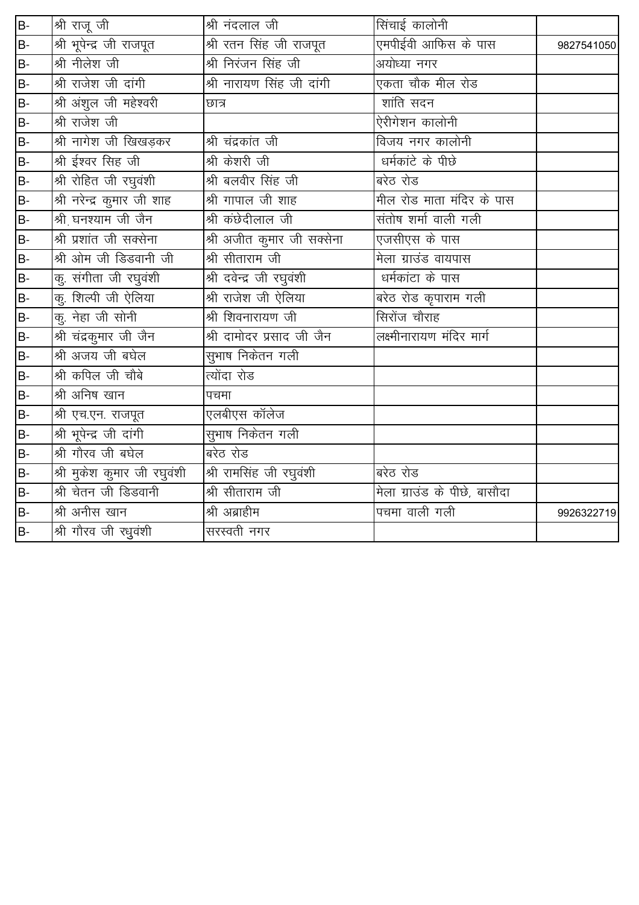| | | | | |
|---|---|---|---|---|
| B- | श्री राजू जी | श्री नंदलाल जी | सिंचाई कालोनी | |
| B- | श्री भूपेन्द्र जी राजपूत | श्री रतन सिंह जी राजपूत | एमपीईवी आफिस के पास | 9827541050 |
| B- | श्री नीलेश जी | श्री निरंजन सिंह जी | अयोध्या नगर | |
| B- | श्री राजेश जी दांगी | श्री नारायण सिंह जी दांगी | एकता चौक मील रोड | |
| B- | श्री अंशुल जी महेश्वरी | छात्र | शांति सदन | |
| B- | श्री राजेश जी | | ऐरीगेशन कालोनी | |
| B- | श्री नागेश जी खिखड़कर | श्री चंद्रकांत जी | विजय नगर कालोनी | |
| B- | श्री ईश्वर सिह जी | श्री केशरी जी | धर्मकांटे के पीछे | |
| B- | श्री रोहित जी रघुवंशी | श्री बलवीर सिंह जी | बरेठ रोड | |
| B- | श्री नरेन्द्र कुमार जी शाह | श्री गापाल जी शाह | मील रोड माता मंदिर के पास | |
| B- | श्री. घनश्याम जी जैन | श्री कंछेदीलाल जी | संतोष शर्मा वाली गली | |
| B- | श्री प्रशांत जी सक्सेना | श्री अजीत कुमार जी सक्सेना | एजसीएस के पास | |
| B- | श्री ओम जी डिडवानी जी | श्री सीताराम जी | मेला ग्राउंड वायपास | |
| B- | कु. संगीता जी रघुवंशी | श्री दवेन्द्र जी रघुवंशी | धर्मकांटा के पास | |
| B- | कु. शिल्पी जी ऐलिया | श्री राजेश जी ऐलिया | बरेठ रोड कृपाराम गली | |
| B- | कु. नेहा जी सोनी | श्री शिवनारायण जी | सिरोंज चौराह | |
| B- | श्री चंद्रकुमार जी जैन | श्री दामोदर प्रसाद जी जैन | लक्ष्मीनारायण मंदिर मार्ग | |
| B- | श्री अजय जी बघेल | सुभाष निकेतन गली | | |
| B- | श्री कपिल जी चौबे | त्योंदा रोड | | |
| B- | श्री अनिष खान | पचमा | | |
| B- | श्री एच.एन. राजपूत | एलबीएस कॉलेज | | |
| B- | श्री भूपेन्द्र जी दांगी | सुभाष निकेतन गली | | |
| B- | श्री गौरव जी बघेल | बरेठ रोड | | |
| B- | श्री मुकेश कुमार जी रघुवंशी | श्री रामसिंह जी रघुवंशी | बरेठ रोड | |
| B- | श्री चेतन जी डिडवानी | श्री सीताराम जी | मेला ग्राउंड के पीछे, बासौदा | |
| B- | श्री अनीस खान | श्री अब्राहीम | पचमा वाली गली | 9926322719 |
| B- | श्री गौरव जी रघुवंशी | सरस्वती नगर | | |